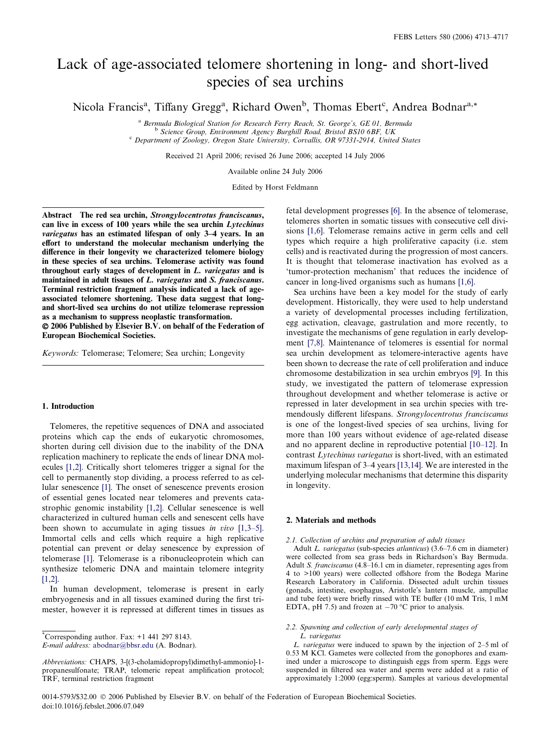# Lack of age-associated telomere shortening in long- and short-lived species of sea urchins

Nicola Francis[a], Tiffany Gregg[a], Richard Owen[b], Thomas Ebert[c], Andrea Bodnar[a,*]

[a] Bermuda Biological Station for Research Ferry Reach, St. George's, GE 01, Bermuda
[b] Science Group, Environment Agency Burghill Road, Bristol BS10 6BF, UK
[c] Department of Zoology, Oregon State University, Corvallis, OR 97331-2914, United States

Received 21 April 2006; revised 26 June 2006; accepted 14 July 2006

Available online 24 July 2006

Edited by Horst Feldmann

**Abstract** The red sea urchin, ***Strongylocentrotus franciscanus***, can live in excess of 100 years while the sea urchin ***Lytechinus variegatus*** has an estimated lifespan of only 3–4 years. In an effort to understand the molecular mechanism underlying the difference in their longevity we characterized telomere biology in these species of sea urchins. Telomerase activity was found throughout early stages of development in ***L. variegatus*** and is maintained in adult tissues of ***L. variegatus*** and ***S. franciscanus***. Terminal restriction fragment analysis indicated a lack of age-associated telomere shortening. These data suggest that long- and short-lived sea urchins do not utilize telomerase repression as a mechanism to suppress neoplastic transformation.

**© 2006 Published by Elsevier B.V. on behalf of the Federation of European Biochemical Societies.**

*Keywords:* Telomerase; Telomere; Sea urchin; Longevity

## 1. Introduction

Telomeres, the repetitive sequences of DNA and associated proteins which cap the ends of eukaryotic chromosomes, shorten during cell division due to the inability of the DNA replication machinery to replicate the ends of linear DNA molecules [1,2]. Critically short telomeres trigger a signal for the cell to permanently stop dividing, a process referred to as cellular senescence [1]. The onset of senescence prevents erosion of essential genes located near telomeres and prevents catastrophic genomic instability [1,2]. Cellular senescence is well characterized in cultured human cells and senescent cells have been shown to accumulate in aging tissues *in vivo* [1,3–5]. Immortal cells and cells which require a high replicative potential can prevent or delay senescence by expression of telomerase [1]. Telomerase is a ribonucleoprotein which can synthesize telomeric DNA and maintain telomere integrity [1,2].

In human development, telomerase is present in early embryogenesis and in all tissues examined during the first trimester, however it is repressed at different times in tissues as fetal development progresses [6]. In the absence of telomerase, telomeres shorten in somatic tissues with consecutive cell divisions [1,6]. Telomerase remains active in germ cells and cell types which require a high proliferative capacity (i.e. stem cells) and is reactivated during the progression of most cancers. It is thought that telomerase inactivation has evolved as a 'tumor-protection mechanism' that reduces the incidence of cancer in long-lived organisms such as humans [1,6].

Sea urchins have been a key model for the study of early development. Historically, they were used to help understand a variety of developmental processes including fertilization, egg activation, cleavage, gastrulation and more recently, to investigate the mechanisms of gene regulation in early development [7,8]. Maintenance of telomeres is essential for normal sea urchin development as telomere-interactive agents have been shown to decrease the rate of cell proliferation and induce chromosome destabilization in sea urchin embryos [9]. In this study, we investigated the pattern of telomerase expression throughout development and whether telomerase is active or repressed in later development in sea urchin species with tremendously different lifespans. *Strongylocentrotus franciscanus* is one of the longest-lived species of sea urchins, living for more than 100 years without evidence of age-related disease and no apparent decline in reproductive potential [10–12]. In contrast *Lytechinus variegatus* is short-lived, with an estimated maximum lifespan of 3–4 years [13,14]. We are interested in the underlying molecular mechanisms that determine this disparity in longevity.

## 2. Materials and methods

### 2.1. Collection of urchins and preparation of adult tissues

Adult *L. variegatus* (sub-species *atlanticus*) (3.6–7.6 cm in diameter) were collected from sea grass beds in Richardson's Bay Bermuda. Adult *S. franciscanus* (4.8–16.1 cm in diameter, representing ages from 4 to >100 years) were collected offshore from the Bodega Marine Research Laboratory in California. Dissected adult urchin tissues (gonads, intestine, esophagus, Aristotle's lantern muscle, ampullae and tube feet) were briefly rinsed with TE buffer (10 mM Tris, 1 mM EDTA, pH 7.5) and frozen at −70 °C prior to analysis.

### 2.2. Spawning and collection of early developmental stages of *L. variegatus*

*L. variegatus* were induced to spawn by the injection of 2–5 ml of 0.53 M KCl. Gametes were collected from the gonophores and examined under a microscope to distinguish eggs from sperm. Eggs were suspended in filtered sea water and sperm were added at a ratio of approximately 1:2000 (egg:sperm). Samples at various developmental

---

*Corresponding author. Fax: +1 441 297 8143.
*E-mail address:* abodnar@bbsr.edu (A. Bodnar).

*Abbreviations:* CHAPS, 3-[(3-cholamidopropyl)dimethyl-ammonio]-1-propanesulfonate; TRAP, telomeric repeat amplification protocol; TRF, terminal restriction fragment

0014-5793/$32.00 © 2006 Published by Elsevier B.V. on behalf of the Federation of European Biochemical Societies.
doi:10.1016/j.febslet.2006.07.049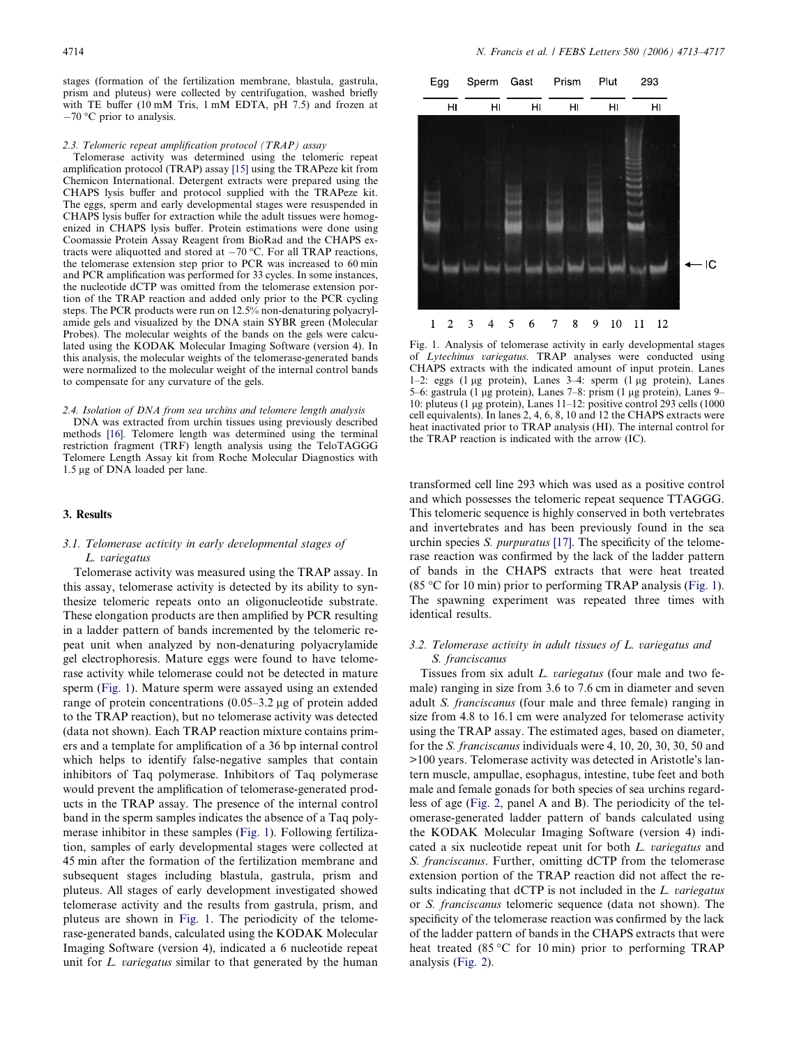stages (formation of the fertilization membrane, blastula, gastrula, prism and pluteus) were collected by centrifugation, washed briefly with TE buffer (10 mM Tris, 1 mM EDTA, pH 7.5) and frozen at −70 °C prior to analysis.

#### 2.3. Telomeric repeat amplification protocol (TRAP) assay

Telomerase activity was determined using the telomeric repeat amplification protocol (TRAP) assay [15] using the TRAPeze kit from Chemicon International. Detergent extracts were prepared using the CHAPS lysis buffer and protocol supplied with the TRAPeze kit. The eggs, sperm and early developmental stages were resuspended in CHAPS lysis buffer for extraction while the adult tissues were homogenized in CHAPS lysis buffer. Protein estimations were done using Coomassie Protein Assay Reagent from BioRad and the CHAPS extracts were aliquotted and stored at −70 °C. For all TRAP reactions, the telomerase extension step prior to PCR was increased to 60 min and PCR amplification was performed for 33 cycles. In some instances, the nucleotide dCTP was omitted from the telomerase extension portion of the TRAP reaction and added only prior to the PCR cycling steps. The PCR products were run on 12.5% non-denaturing polyacrylamide gels and visualized by the DNA stain SYBR green (Molecular Probes). The molecular weights of the bands on the gels were calculated using the KODAK Molecular Imaging Software (version 4). In this analysis, the molecular weights of the telomerase-generated bands were normalized to the molecular weight of the internal control bands to compensate for any curvature of the gels.

#### 2.4. Isolation of DNA from sea urchins and telomere length analysis

DNA was extracted from urchin tissues using previously described methods [16]. Telomere length was determined using the terminal restriction fragment (TRF) length analysis using the TeloTAGGG Telomere Length Assay kit from Roche Molecular Diagnostics with 1.5 μg of DNA loaded per lane.

## 3. Results

#### 3.1. Telomerase activity in early developmental stages of *L. variegatus*

Telomerase activity was measured using the TRAP assay. In this assay, telomerase activity is detected by its ability to synthesize telomeric repeats onto an oligonucleotide substrate. These elongation products are then amplified by PCR resulting in a ladder pattern of bands incremented by the telomeric repeat unit when analyzed by non-denaturing polyacrylamide gel electrophoresis. Mature eggs were found to have telomerase activity while telomerase could not be detected in mature sperm (Fig. 1). Mature sperm were assayed using an extended range of protein concentrations (0.05–3.2 μg of protein added to the TRAP reaction), but no telomerase activity was detected (data not shown). Each TRAP reaction mixture contains primers and a template for amplification of a 36 bp internal control which helps to identify false-negative samples that contain inhibitors of Taq polymerase. Inhibitors of Taq polymerase would prevent the amplification of telomerase-generated products in the TRAP assay. The presence of the internal control band in the sperm samples indicates the absence of a Taq polymerase inhibitor in these samples (Fig. 1). Following fertilization, samples of early developmental stages were collected at 45 min after the formation of the fertilization membrane and subsequent stages including blastula, gastrula, prism and pluteus. All stages of early development investigated showed telomerase activity and the results from gastrula, prism, and pluteus are shown in Fig. 1. The periodicity of the telomerase-generated bands, calculated using the KODAK Molecular Imaging Software (version 4), indicated a 6 nucleotide repeat unit for *L. variegatus* similar to that generated by the human transformed cell line 293 which was used as a positive control and which possesses the telomeric repeat sequence TTAGGG. This telomeric sequence is highly conserved in both vertebrates and invertebrates and has been previously found in the sea urchin species *S. purpuratus* [17]. The specificity of the telomerase reaction was confirmed by the lack of the ladder pattern of bands in the CHAPS extracts that were heat treated (85 °C for 10 min) prior to performing TRAP analysis (Fig. 1). The spawning experiment was repeated three times with identical results.

Fig. 1. Analysis of telomerase activity in early developmental stages of *Lytechinus variegatus*. TRAP analyses were conducted using CHAPS extracts with the indicated amount of input protein. Lanes 1–2: eggs (1 μg protein), Lanes 3–4: sperm (1 μg protein), Lanes 5–6: gastrula (1 μg protein), Lanes 7–8: prism (1 μg protein), Lanes 9–10: pluteus (1 μg protein), Lanes 11–12: positive control 293 cells (1000 cell equivalents). In lanes 2, 4, 6, 8, 10 and 12 the CHAPS extracts were heat inactivated prior to TRAP analysis (HI). The internal control for the TRAP reaction is indicated with the arrow (IC).

#### 3.2. Telomerase activity in adult tissues of *L. variegatus* and *S. franciscanus*

Tissues from six adult *L. variegatus* (four male and two female) ranging in size from 3.6 to 7.6 cm in diameter and seven adult *S. franciscanus* (four male and three female) ranging in size from 4.8 to 16.1 cm were analyzed for telomerase activity using the TRAP assay. The estimated ages, based on diameter, for the *S. franciscanus* individuals were 4, 10, 20, 30, 30, 50 and >100 years. Telomerase activity was detected in Aristotle's lantern muscle, ampullae, esophagus, intestine, tube feet and both male and female gonads for both species of sea urchins regardless of age (Fig. 2, panel A and B). The periodicity of the telomerase-generated ladder pattern of bands calculated using the KODAK Molecular Imaging Software (version 4) indicated a six nucleotide repeat unit for both *L. variegatus* and *S. franciscanus*. Further, omitting dCTP from the telomerase extension portion of the TRAP reaction did not affect the results indicating that dCTP is not included in the *L. variegatus* or *S. franciscanus* telomeric sequence (data not shown). The specificity of the telomerase reaction was confirmed by the lack of the ladder pattern of bands in the CHAPS extracts that were heat treated (85 °C for 10 min) prior to performing TRAP analysis (Fig. 2).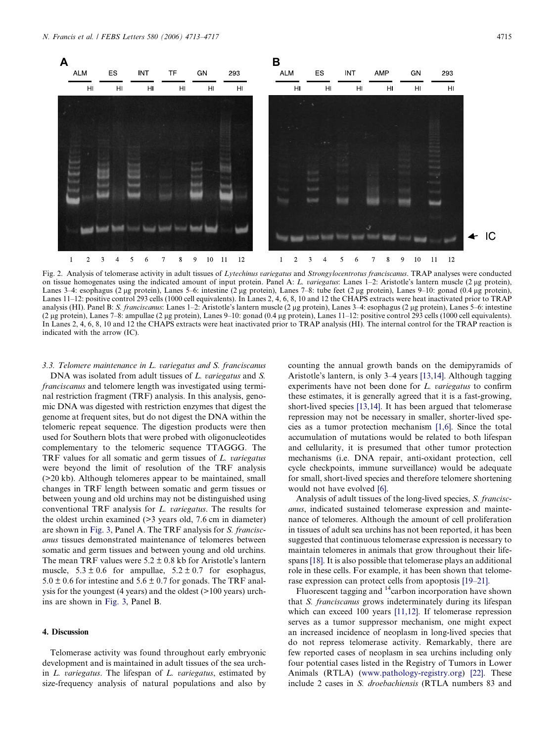Fig. 2. Analysis of telomerase activity in adult tissues of *Lytechinus variegatus* and *Strongylocentrotus franciscanus*. TRAP analyses were conducted on tissue homogenates using the indicated amount of input protein. Panel A: *L. variegatus*: Lanes 1–2: Aristotle's lantern muscle (2 μg protein), Lanes 3–4: esophagus (2 μg protein), Lanes 5–6: intestine (2 μg protein), Lanes 7–8: tube feet (2 μg protein), Lanes 9–10: gonad (0.4 μg protein), Lanes 11–12: positive control 293 cells (1000 cell equivalents). In Lanes 2, 4, 6, 8, 10 and 12 the CHAPS extracts were heat inactivated prior to TRAP analysis (HI). Panel B: *S. franciscanus*: Lanes 1–2: Aristotle's lantern muscle (2 μg protein), Lanes 3–4: esophagus (2 μg protein), Lanes 5–6: intestine (2 μg protein), Lanes 7–8: ampullae (2 μg protein), Lanes 9–10: gonad (0.4 μg protein), Lanes 11–12: positive control 293 cells (1000 cell equivalents). In Lanes 2, 4, 6, 8, 10 and 12 the CHAPS extracts were heat inactivated prior to TRAP analysis (HI). The internal control for the TRAP reaction is indicated with the arrow (IC).

### 3.3. Telomere maintenance in *L. variegatus* and *S. franciscanus*

DNA was isolated from adult tissues of *L. variegatus* and *S. franciscanus* and telomere length was investigated using terminal restriction fragment (TRF) analysis. In this analysis, genomic DNA was digested with restriction enzymes that digest the genome at frequent sites, but do not digest the DNA within the telomeric repeat sequence. The digestion products were then used for Southern blots that were probed with oligonucleotides complementary to the telomeric sequence TTAGGG. The TRF values for all somatic and germ tissues of *L. variegatus* were beyond the limit of resolution of the TRF analysis (>20 kb). Although telomeres appear to be maintained, small changes in TRF length between somatic and germ tissues or between young and old urchins may not be distinguished using conventional TRF analysis for *L. variegatus*. The results for the oldest urchin examined (>3 years old, 7.6 cm in diameter) are shown in Fig. 3, Panel A. The TRF analysis for *S. franciscanus* tissues demonstrated maintenance of telomeres between somatic and germ tissues and between young and old urchins. The mean TRF values were $5.2 \pm 0.8$ kb for Aristotle's lantern muscle, $5.3 \pm 0.6$ for ampullae, $5.2 \pm 0.7$ for esophagus, $5.0 \pm 0.6$ for intestine and $5.6 \pm 0.7$ for gonads. The TRF analysis for the youngest (4 years) and the oldest (>100 years) urchins are shown in Fig. 3, Panel B.

## 4. Discussion

Telomerase activity was found throughout early embryonic development and is maintained in adult tissues of the sea urchin *L. variegatus*. The lifespan of *L. variegatus*, estimated by size-frequency analysis of natural populations and also by counting the annual growth bands on the demipyramids of Aristotle's lantern, is only 3–4 years [13,14]. Although tagging experiments have not been done for *L. variegatus* to confirm these estimates, it is generally agreed that it is a fast-growing, short-lived species [13,14]. It has been argued that telomerase repression may not be necessary in smaller, shorter-lived species as a tumor protection mechanism [1,6]. Since the total accumulation of mutations would be related to both lifespan and cellularity, it is presumed that other tumor protection mechanisms (i.e. DNA repair, anti-oxidant protection, cell cycle checkpoints, immune surveillance) would be adequate for small, short-lived species and therefore telomere shortening would not have evolved [6].

Analysis of adult tissues of the long-lived species, *S. franciscanus*, indicated sustained telomerase expression and maintenance of telomeres. Although the amount of cell proliferation in tissues of adult sea urchins has not been reported, it has been suggested that continuous telomerase expression is necessary to maintain telomeres in animals that grow throughout their lifespans [18]. It is also possible that telomerase plays an additional role in these cells. For example, it has been shown that telomerase expression can protect cells from apoptosis [19–21].

Fluorescent tagging and $^{14}$carbon incorporation have shown that *S. franciscanus* grows indeterminately during its lifespan which can exceed 100 years [11,12]. If telomerase repression serves as a tumor suppressor mechanism, one might expect an increased incidence of neoplasm in long-lived species that do not repress telomerase activity. Remarkably, there are few reported cases of neoplasm in sea urchins including only four potential cases listed in the Registry of Tumors in Lower Animals (RTLA) (www.pathology-registry.org) [22]. These include 2 cases in *S. droebachiensis* (RTLA numbers 83 and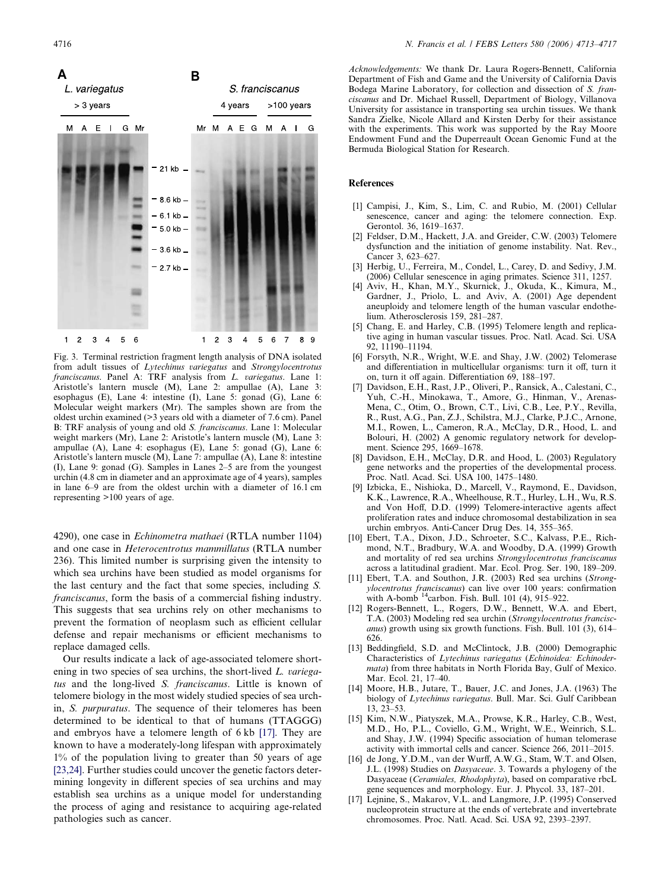Fig. 3. Terminal restriction fragment length analysis of DNA isolated from adult tissues of *Lytechinus variegatus* and *Strongylocentrotus franciscanus*. Panel A: TRF analysis from *L. variegatus*. Lane 1: Aristotle's lantern muscle (M), Lane 2: ampullae (A), Lane 3: esophagus (E), Lane 4: intestine (I), Lane 5: gonad (G), Lane 6: Molecular weight markers (Mr). The samples shown are from the oldest urchin examined (>3 years old with a diameter of 7.6 cm). Panel B: TRF analysis of young and old *S. franciscanus*. Lane 1: Molecular weight markers (Mr), Lane 2: Aristotle's lantern muscle (M), Lane 3: ampullae (A), Lane 4: esophagus (E), Lane 5: gonad (G), Lane 6: Aristotle's lantern muscle (M), Lane 7: ampullae (A), Lane 8: intestine (I), Lane 9: gonad (G). Samples in Lanes 2–5 are from the youngest urchin (4.8 cm in diameter and an approximate age of 4 years), samples in lane 6–9 are from the oldest urchin with a diameter of 16.1 cm representing >100 years of age.

4290), one case in *Echinometra mathaei* (RTLA number 1104) and one case in *Heterocentrotus mammillatus* (RTLA number 236). This limited number is surprising given the intensity to which sea urchins have been studied as model organisms for the last century and the fact that some species, including *S. franciscanus*, form the basis of a commercial fishing industry. This suggests that sea urchins rely on other mechanisms to prevent the formation of neoplasm such as efficient cellular defense and repair mechanisms or efficient mechanisms to replace damaged cells.

Our results indicate a lack of age-associated telomere shortening in two species of sea urchins, the short-lived *L. variegatus* and the long-lived *S. franciscanus*. Little is known of telomere biology in the most widely studied species of sea urchin, *S. purpuratus*. The sequence of their telomeres has been determined to be identical to that of humans (TTAGGG) and embryos have a telomere length of 6 kb [17]. They are known to have a moderately-long lifespan with approximately 1% of the population living to greater than 50 years of age [23,24]. Further studies could uncover the genetic factors determining longevity in different species of sea urchins and may establish sea urchins as a unique model for understanding the process of aging and resistance to acquiring age-related pathologies such as cancer.

*Acknowledgements:* We thank Dr. Laura Rogers-Bennett, California Department of Fish and Game and the University of California Davis Bodega Marine Laboratory, for collection and dissection of *S. franciscanus* and Dr. Michael Russell, Department of Biology, Villanova University for assistance in transporting sea urchin tissues. We thank Sandra Zielke, Nicole Allard and Kirsten Derby for their assistance with the experiments. This work was supported by the Ray Moore Endowment Fund and the Duperreault Ocean Genomic Fund at the Bermuda Biological Station for Research.

## References

[1] Campisi, J., Kim, S., Lim, C. and Rubio, M. (2001) Cellular senescence, cancer and aging: the telomere connection. Exp. Gerontol. 36, 1619–1637.

[2] Feldser, D.M., Hackett, J.A. and Greider, C.W. (2003) Telomere dysfunction and the initiation of genome instability. Nat. Rev., Cancer 3, 623–627.

[3] Herbig, U., Ferreira, M., Condel, L., Carey, D. and Sedivy, J.M. (2006) Cellular senescence in aging primates. Science 311, 1257.

[4] Aviv, H., Khan, M.Y., Skurnick, J., Okuda, K., Kimura, M., Gardner, J., Priolo, L. and Aviv, A. (2001) Age dependent aneuploidy and telomere length of the human vascular endothelium. Atherosclerosis 159, 281–287.

[5] Chang, E. and Harley, C.B. (1995) Telomere length and replicative aging in human vascular tissues. Proc. Natl. Acad. Sci. USA 92, 11190–11194.

[6] Forsyth, N.R., Wright, W.E. and Shay, J.W. (2002) Telomerase and differentiation in multicellular organisms: turn it off, turn it on, turn it off again. Differentiation 69, 188–197.

[7] Davidson, E.H., Rast, J.P., Oliveri, P., Ransick, A., Calestani, C., Yuh, C.-H., Minokawa, T., Amore, G., Hinman, V., Arenas-Mena, C., Otim, O., Brown, C.T., Livi, C.B., Lee, P.Y., Revilla, R., Rust, A.G., Pan, Z.J., Schilstra, M.J., Clarke, P.J.C., Arnone, M.I., Rowen, L., Cameron, R.A., McClay, D.R., Hood, L. and Bolouri, H. (2002) A genomic regulatory network for development. Science 295, 1669–1678.

[8] Davidson, E.H., McClay, D.R. and Hood, L. (2003) Regulatory gene networks and the properties of the developmental process. Proc. Natl. Acad. Sci. USA 100, 1475–1480.

[9] Izbicka, E., Nishioka, D., Marcell, V., Raymond, E., Davidson, K.K., Lawrence, R.A., Wheelhouse, R.T., Hurley, L.H., Wu, R.S. and Von Hoff, D.D. (1999) Telomere-interactive agents affect proliferation rates and induce chromosomal destabilization in sea urchin embryos. Anti-Cancer Drug Des. 14, 355–365.

[10] Ebert, T.A., Dixon, J.D., Schroeter, S.C., Kalvass, P.E., Richmond, N.T., Bradbury, W.A. and Woodby, D.A. (1999) Growth and mortality of red sea urchins *Strongylocentrotus franciscanus* across a latitudinal gradient. Mar. Ecol. Prog. Ser. 190, 189–209.

[11] Ebert, T.A. and Southon, J.R. (2003) Red sea urchins (*Strongylocentrotus franciscanus*) can live over 100 years: confirmation with A-bomb $^{14}$carbon. Fish. Bull. 101 (4), 915–922.

[12] Rogers-Bennett, L., Rogers, D.W., Bennett, W.A. and Ebert, T.A. (2003) Modeling red sea urchin (*Strongylocentrotus franciscanus*) growth using six growth functions. Fish. Bull. 101 (3), 614–626.

[13] Beddingfield, S.D. and McClintock, J.B. (2000) Demographic Characteristics of *Lytechinus variegatus* (*Echinoidea: Echinodermata*) from three habitats in North Florida Bay, Gulf of Mexico. Mar. Ecol. 21, 17–40.

[14] Moore, H.B., Jutare, T., Bauer, J.C. and Jones, J.A. (1963) The biology of *Lytechinus variegatus*. Bull. Mar. Sci. Gulf Caribbean 13, 23–53.

[15] Kim, N.W., Piatyszek, M.A., Prowse, K.R., Harley, C.B., West, M.D., Ho, P.L., Coviello, G.M., Wright, W.E., Weinrich, S.L. and Shay, J.W. (1994) Specific association of human telomerase activity with immortal cells and cancer. Science 266, 2011–2015.

[16] de Jong, Y.D.M., van der Wurff, A.W.G., Stam, W.T. and Olsen, J.L. (1998) Studies on *Dasyaceae*. 3. Towards a phylogeny of the Dasyaceae (*Ceramiales, Rhodophyta*), based on comparative rbcL gene sequences and morphology. Eur. J. Phycol. 33, 187–201.

[17] Lejnine, S., Makarov, V.L. and Langmore, J.P. (1995) Conserved nucleoprotein structure at the ends of vertebrate and invertebrate chromosomes. Proc. Natl. Acad. Sci. USA 92, 2393–2397.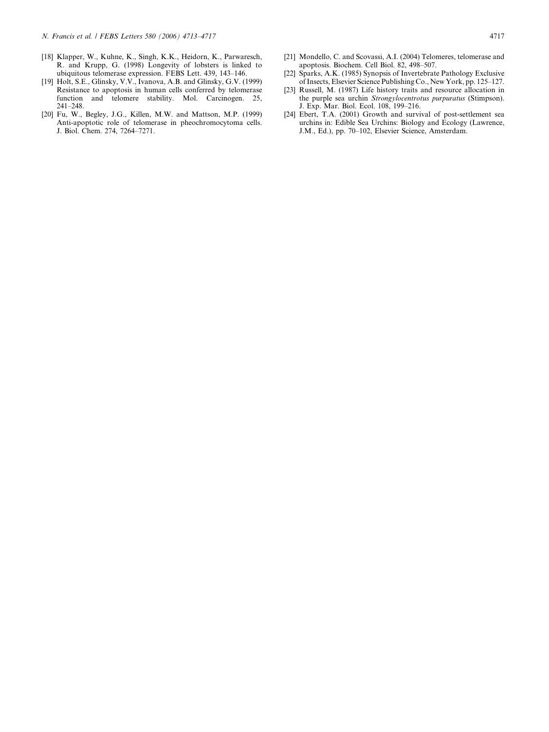[18] Klapper, W., Kuhne, K., Singh, K.K., Heidorn, K., Parwaresch, R. and Krupp, G. (1998) Longevity of lobsters is linked to ubiquitous telomerase expression. FEBS Lett. 439, 143–146.

[19] Holt, S.E., Glinsky, V.V., Ivanova, A.B. and Glinsky, G.V. (1999) Resistance to apoptosis in human cells conferred by telomerase function and telomere stability. Mol. Carcinogen. 25, 241–248.

[20] Fu, W., Begley, J.G., Killen, M.W. and Mattson, M.P. (1999) Anti-apoptotic role of telomerase in pheochromocytoma cells. J. Biol. Chem. 274, 7264–7271.

[21] Mondello, C. and Scovassi, A.I. (2004) Telomeres, telomerase and apoptosis. Biochem. Cell Biol. 82, 498–507.

[22] Sparks, A.K. (1985) Synopsis of Invertebrate Pathology Exclusive of Insects, Elsevier Science Publishing Co., New York, pp. 125–127.

[23] Russell, M. (1987) Life history traits and resource allocation in the purple sea urchin *Strongylocentrotus purpuratus* (Stimpson). J. Exp. Mar. Biol. Ecol. 108, 199–216.

[24] Ebert, T.A. (2001) Growth and survival of post-settlement sea urchins in: Edible Sea Urchins: Biology and Ecology (Lawrence, J.M., Ed.), pp. 70–102, Elsevier Science, Amsterdam.